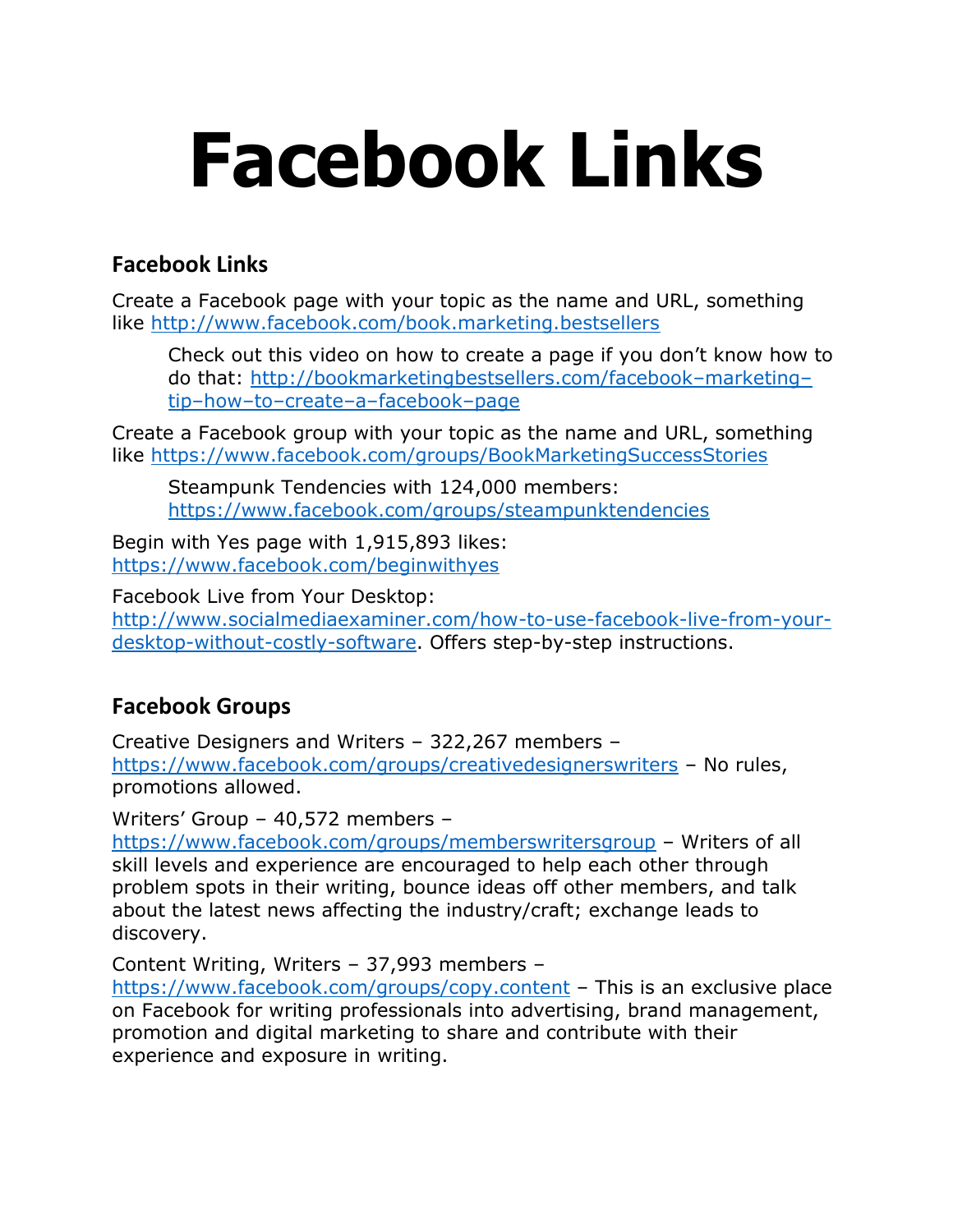# Facebook Links

## Facebook Links

Create a Facebook page with your topic as the name and URL, something like http://www.facebook.com/book.marketing.bestsellers

> Check out this video on how to create a page if you don't know how to do that: http://bookmarketingbestsellers.com/facebook–marketing–tip–how–to–create–a–facebook–page

Create a Facebook group with your topic as the name and URL, something like https://www.facebook.com/groups/BookMarketingSuccessStories

> Steampunk Tendencies with 124,000 members: https://www.facebook.com/groups/steampunktendencies

Begin with Yes page with 1,915,893 likes: https://www.facebook.com/beginwithyes

Facebook Live from Your Desktop: http://www.socialmediaexaminer.com/how-to-use-facebook-live-from-your-desktop-without-costly-software. Offers step-by-step instructions.

## Facebook Groups

Creative Designers and Writers – 322,267 members – https://www.facebook.com/groups/creativedesignerswriters – No rules, promotions allowed.

Writers' Group – 40,572 members – https://www.facebook.com/groups/memberswritersgroup – Writers of all skill levels and experience are encouraged to help each other through problem spots in their writing, bounce ideas off other members, and talk about the latest news affecting the industry/craft; exchange leads to discovery.

Content Writing, Writers – 37,993 members – https://www.facebook.com/groups/copy.content – This is an exclusive place on Facebook for writing professionals into advertising, brand management, promotion and digital marketing to share and contribute with their experience and exposure in writing.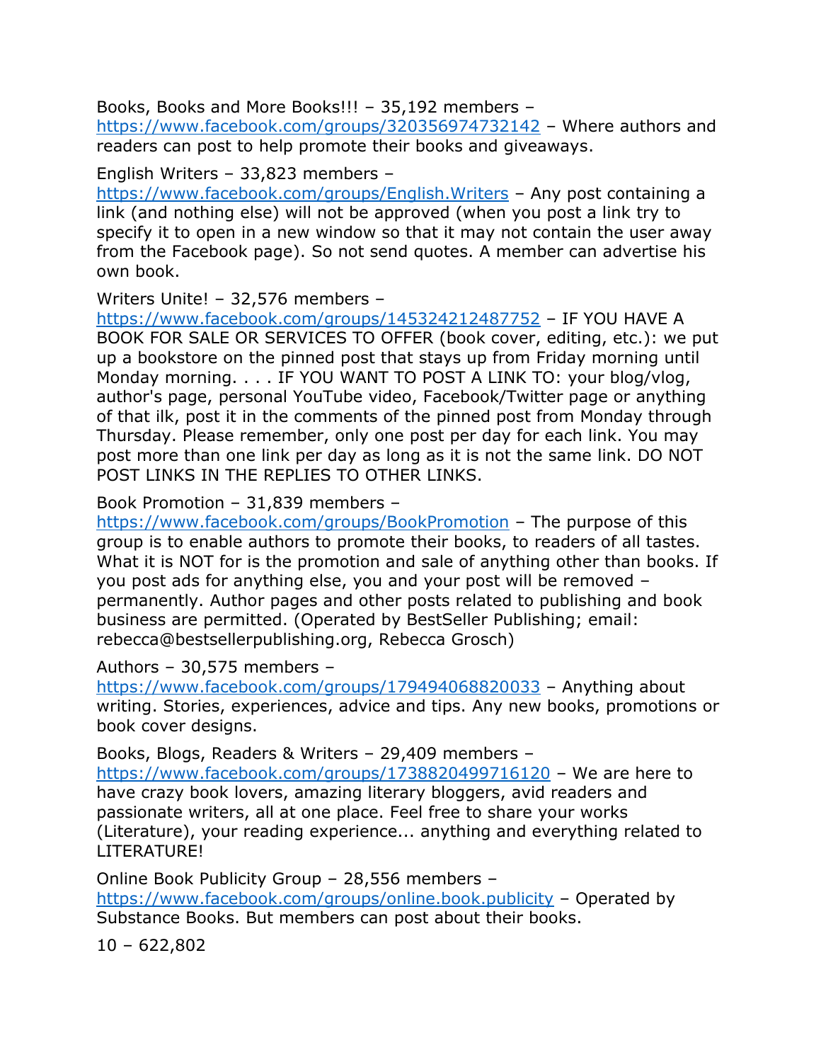Books, Books and More Books!!! – 35,192 members – https://www.facebook.com/groups/320356974732142 – Where authors and readers can post to help promote their books and giveaways.

English Writers – 33,823 members – https://www.facebook.com/groups/English.Writers – Any post containing a link (and nothing else) will not be approved (when you post a link try to specify it to open in a new window so that it may not contain the user away from the Facebook page). So not send quotes. A member can advertise his own book.

Writers Unite! – 32,576 members – https://www.facebook.com/groups/145324212487752 – IF YOU HAVE A BOOK FOR SALE OR SERVICES TO OFFER (book cover, editing, etc.): we put up a bookstore on the pinned post that stays up from Friday morning until Monday morning. . . . IF YOU WANT TO POST A LINK TO: your blog/vlog, author's page, personal YouTube video, Facebook/Twitter page or anything of that ilk, post it in the comments of the pinned post from Monday through Thursday. Please remember, only one post per day for each link. You may post more than one link per day as long as it is not the same link. DO NOT POST LINKS IN THE REPLIES TO OTHER LINKS.

Book Promotion – 31,839 members – https://www.facebook.com/groups/BookPromotion – The purpose of this group is to enable authors to promote their books, to readers of all tastes. What it is NOT for is the promotion and sale of anything other than books. If you post ads for anything else, you and your post will be removed – permanently. Author pages and other posts related to publishing and book business are permitted. (Operated by BestSeller Publishing; email: rebecca@bestsellerpublishing.org, Rebecca Grosch)

Authors – 30,575 members – https://www.facebook.com/groups/179494068820033 – Anything about writing. Stories, experiences, advice and tips. Any new books, promotions or book cover designs.

Books, Blogs, Readers & Writers – 29,409 members – https://www.facebook.com/groups/1738820499716120 – We are here to have crazy book lovers, amazing literary bloggers, avid readers and passionate writers, all at one place. Feel free to share your works (Literature), your reading experience... anything and everything related to LITERATURE!

Online Book Publicity Group – 28,556 members – https://www.facebook.com/groups/online.book.publicity – Operated by Substance Books. But members can post about their books.

10 – 622,802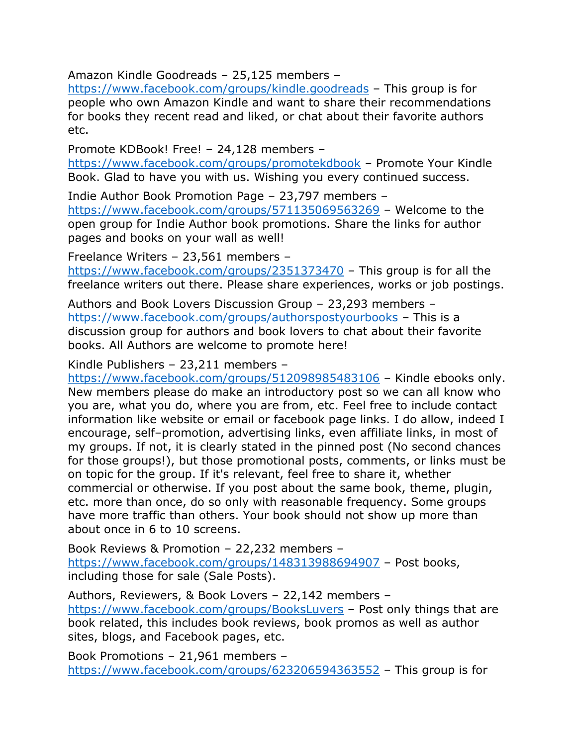Amazon Kindle Goodreads – 25,125 members – https://www.facebook.com/groups/kindle.goodreads – This group is for people who own Amazon Kindle and want to share their recommendations for books they recent read and liked, or chat about their favorite authors etc.

Promote KDBook! Free! – 24,128 members – https://www.facebook.com/groups/promotekdbook – Promote Your Kindle Book. Glad to have you with us. Wishing you every continued success.

Indie Author Book Promotion Page – 23,797 members – https://www.facebook.com/groups/571135069563269 – Welcome to the open group for Indie Author book promotions. Share the links for author pages and books on your wall as well!

Freelance Writers – 23,561 members – https://www.facebook.com/groups/2351373470 – This group is for all the freelance writers out there. Please share experiences, works or job postings.

Authors and Book Lovers Discussion Group – 23,293 members – https://www.facebook.com/groups/authorspostyourbooks – This is a discussion group for authors and book lovers to chat about their favorite books. All Authors are welcome to promote here!

Kindle Publishers – 23,211 members – https://www.facebook.com/groups/512098985483106 – Kindle ebooks only. New members please do make an introductory post so we can all know who you are, what you do, where you are from, etc. Feel free to include contact information like website or email or facebook page links. I do allow, indeed I encourage, self–promotion, advertising links, even affiliate links, in most of my groups. If not, it is clearly stated in the pinned post (No second chances for those groups!), but those promotional posts, comments, or links must be on topic for the group. If it's relevant, feel free to share it, whether commercial or otherwise. If you post about the same book, theme, plugin, etc. more than once, do so only with reasonable frequency. Some groups have more traffic than others. Your book should not show up more than about once in 6 to 10 screens.

Book Reviews & Promotion – 22,232 members – https://www.facebook.com/groups/148313988694907 – Post books, including those for sale (Sale Posts).

Authors, Reviewers, & Book Lovers – 22,142 members – https://www.facebook.com/groups/BooksLuvers – Post only things that are book related, this includes book reviews, book promos as well as author sites, blogs, and Facebook pages, etc.

Book Promotions – 21,961 members – https://www.facebook.com/groups/623206594363552 – This group is for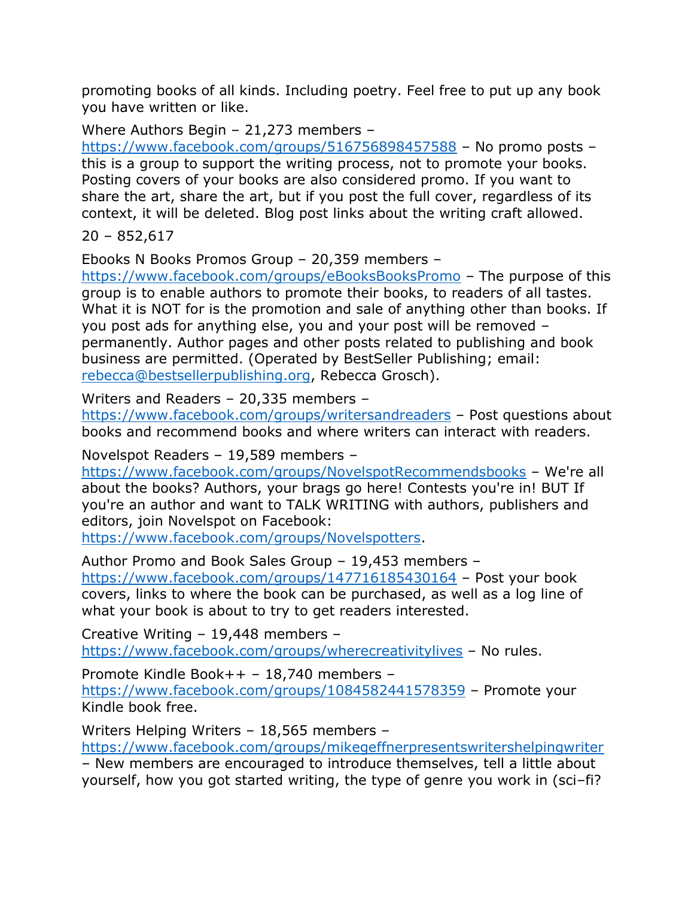promoting books of all kinds. Including poetry. Feel free to put up any book you have written or like.

Where Authors Begin – 21,273 members – https://www.facebook.com/groups/516756898457588 – No promo posts – this is a group to support the writing process, not to promote your books. Posting covers of your books are also considered promo. If you want to share the art, share the art, but if you post the full cover, regardless of its context, it will be deleted. Blog post links about the writing craft allowed.

20 – 852,617

Ebooks N Books Promos Group – 20,359 members – https://www.facebook.com/groups/eBooksBooksPromo – The purpose of this group is to enable authors to promote their books, to readers of all tastes. What it is NOT for is the promotion and sale of anything other than books. If you post ads for anything else, you and your post will be removed – permanently. Author pages and other posts related to publishing and book business are permitted. (Operated by BestSeller Publishing; email: rebecca@bestsellerpublishing.org, Rebecca Grosch).

Writers and Readers – 20,335 members – https://www.facebook.com/groups/writersandreaders – Post questions about books and recommend books and where writers can interact with readers.

Novelspot Readers – 19,589 members – https://www.facebook.com/groups/NovelspotRecommendsbooks – We're all about the books? Authors, your brags go here! Contests you're in! BUT If you're an author and want to TALK WRITING with authors, publishers and editors, join Novelspot on Facebook: https://www.facebook.com/groups/Novelspotters.

Author Promo and Book Sales Group – 19,453 members – https://www.facebook.com/groups/147716185430164 – Post your book covers, links to where the book can be purchased, as well as a log line of what your book is about to try to get readers interested.

Creative Writing – 19,448 members – https://www.facebook.com/groups/wherecreativitylives – No rules.

Promote Kindle Book++ – 18,740 members – https://www.facebook.com/groups/1084582441578359 – Promote your Kindle book free.

Writers Helping Writers – 18,565 members – https://www.facebook.com/groups/mikegeffnerpresentswritershelpingwriter – New members are encouraged to introduce themselves, tell a little about yourself, how you got started writing, the type of genre you work in (sci–fi?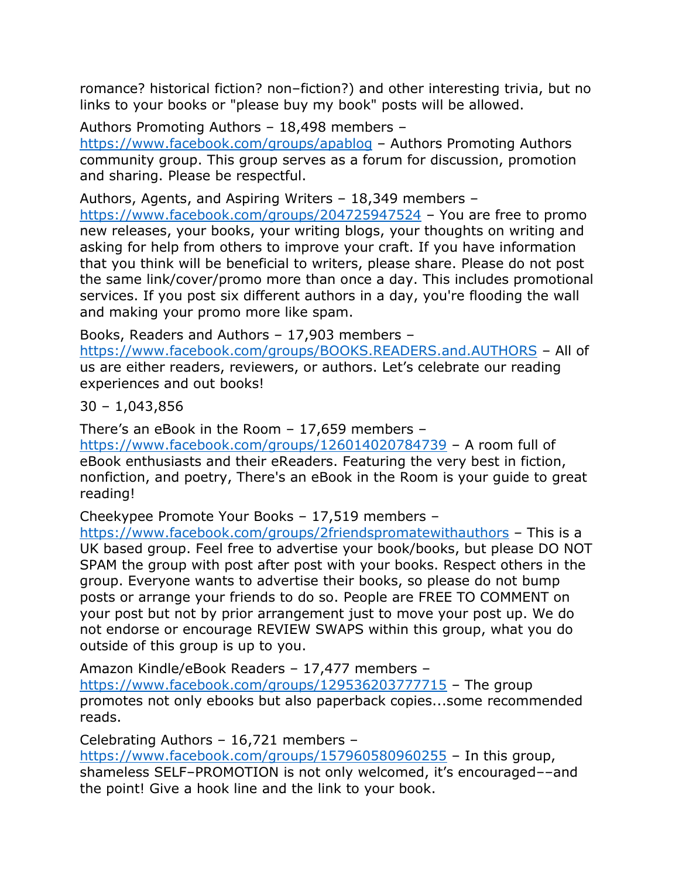romance? historical fiction? non–fiction?) and other interesting trivia, but no links to your books or "please buy my book" posts will be allowed.

Authors Promoting Authors – 18,498 members – https://www.facebook.com/groups/apablog – Authors Promoting Authors community group. This group serves as a forum for discussion, promotion and sharing. Please be respectful.

Authors, Agents, and Aspiring Writers – 18,349 members – https://www.facebook.com/groups/204725947524 – You are free to promo new releases, your books, your writing blogs, your thoughts on writing and asking for help from others to improve your craft. If you have information that you think will be beneficial to writers, please share. Please do not post the same link/cover/promo more than once a day. This includes promotional services. If you post six different authors in a day, you're flooding the wall and making your promo more like spam.

Books, Readers and Authors – 17,903 members – https://www.facebook.com/groups/BOOKS.READERS.and.AUTHORS – All of us are either readers, reviewers, or authors. Let's celebrate our reading experiences and out books!

30 – 1,043,856

There's an eBook in the Room – 17,659 members – https://www.facebook.com/groups/126014020784739 – A room full of eBook enthusiasts and their eReaders. Featuring the very best in fiction, nonfiction, and poetry, There's an eBook in the Room is your guide to great reading!

Cheekypee Promote Your Books – 17,519 members – https://www.facebook.com/groups/2friendspromatewithauthors – This is a UK based group. Feel free to advertise your book/books, but please DO NOT SPAM the group with post after post with your books. Respect others in the group. Everyone wants to advertise their books, so please do not bump posts or arrange your friends to do so. People are FREE TO COMMENT on your post but not by prior arrangement just to move your post up. We do not endorse or encourage REVIEW SWAPS within this group, what you do outside of this group is up to you.

Amazon Kindle/eBook Readers – 17,477 members – https://www.facebook.com/groups/129536203777715 – The group promotes not only ebooks but also paperback copies...some recommended reads.

Celebrating Authors – 16,721 members – https://www.facebook.com/groups/157960580960255 – In this group, shameless SELF–PROMOTION is not only welcomed, it's encouraged––and the point! Give a hook line and the link to your book.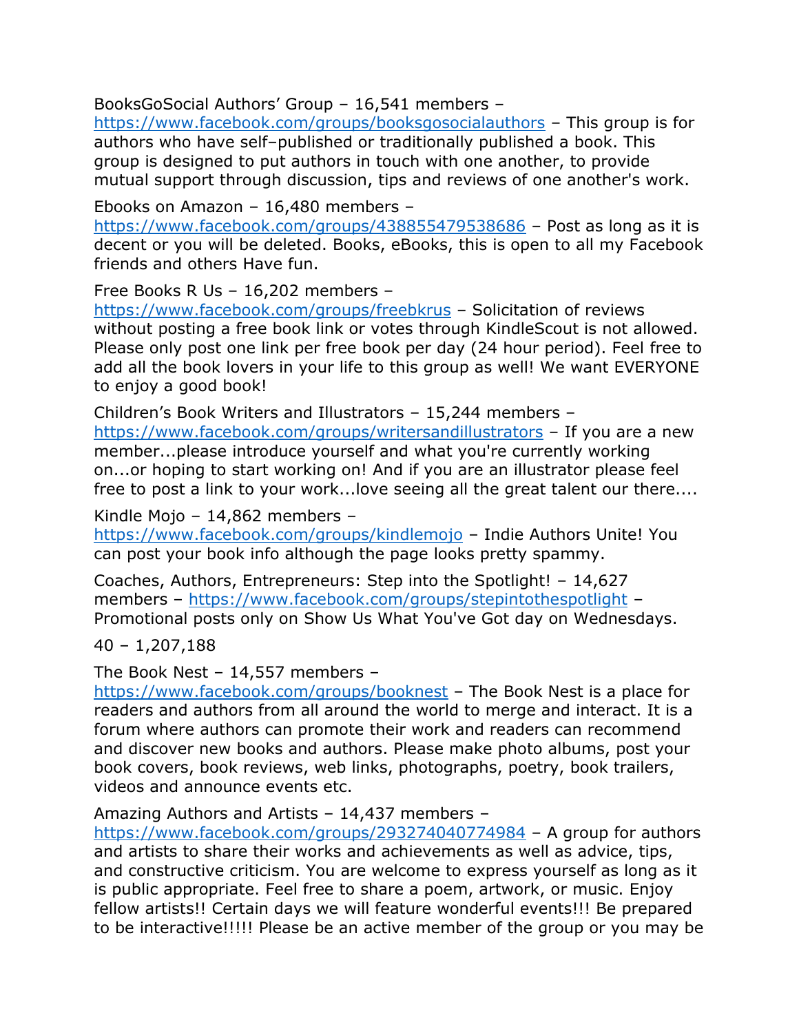BooksGoSocial Authors' Group – 16,541 members – https://www.facebook.com/groups/booksgosocialauthors – This group is for authors who have self–published or traditionally published a book. This group is designed to put authors in touch with one another, to provide mutual support through discussion, tips and reviews of one another's work.

Ebooks on Amazon – 16,480 members – https://www.facebook.com/groups/438855479538686 – Post as long as it is decent or you will be deleted. Books, eBooks, this is open to all my Facebook friends and others Have fun.

Free Books R Us – 16,202 members – https://www.facebook.com/groups/freebkrus – Solicitation of reviews without posting a free book link or votes through KindleScout is not allowed. Please only post one link per free book per day (24 hour period). Feel free to add all the book lovers in your life to this group as well! We want EVERYONE to enjoy a good book!

Children's Book Writers and Illustrators – 15,244 members – https://www.facebook.com/groups/writersandillustrators – If you are a new member...please introduce yourself and what you're currently working on...or hoping to start working on! And if you are an illustrator please feel free to post a link to your work...love seeing all the great talent our there....

Kindle Mojo – 14,862 members – https://www.facebook.com/groups/kindlemojo – Indie Authors Unite! You can post your book info although the page looks pretty spammy.

Coaches, Authors, Entrepreneurs: Step into the Spotlight! – 14,627 members – https://www.facebook.com/groups/stepintothespotlight – Promotional posts only on Show Us What You've Got day on Wednesdays.

40 – 1,207,188

The Book Nest – 14,557 members – https://www.facebook.com/groups/booknest – The Book Nest is a place for readers and authors from all around the world to merge and interact. It is a forum where authors can promote their work and readers can recommend and discover new books and authors. Please make photo albums, post your book covers, book reviews, web links, photographs, poetry, book trailers, videos and announce events etc.

Amazing Authors and Artists – 14,437 members – https://www.facebook.com/groups/293274040774984 – A group for authors and artists to share their works and achievements as well as advice, tips, and constructive criticism. You are welcome to express yourself as long as it is public appropriate. Feel free to share a poem, artwork, or music. Enjoy fellow artists!! Certain days we will feature wonderful events!!! Be prepared to be interactive!!!!! Please be an active member of the group or you may be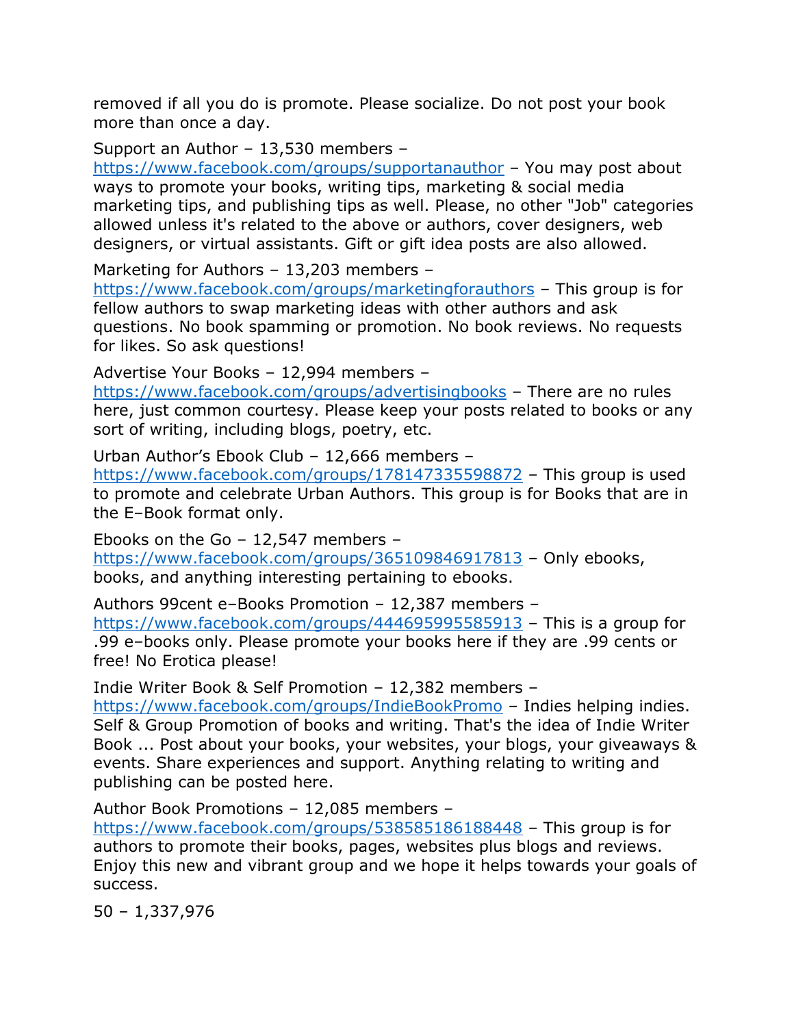removed if all you do is promote. Please socialize. Do not post your book more than once a day.

Support an Author – 13,530 members – https://www.facebook.com/groups/supportanauthor – You may post about ways to promote your books, writing tips, marketing & social media marketing tips, and publishing tips as well. Please, no other "Job" categories allowed unless it's related to the above or authors, cover designers, web designers, or virtual assistants. Gift or gift idea posts are also allowed.

Marketing for Authors – 13,203 members – https://www.facebook.com/groups/marketingforauthors – This group is for fellow authors to swap marketing ideas with other authors and ask questions. No book spamming or promotion. No book reviews. No requests for likes. So ask questions!

Advertise Your Books – 12,994 members – https://www.facebook.com/groups/advertisingbooks – There are no rules here, just common courtesy. Please keep your posts related to books or any sort of writing, including blogs, poetry, etc.

Urban Author's Ebook Club – 12,666 members – https://www.facebook.com/groups/178147335598872 – This group is used to promote and celebrate Urban Authors. This group is for Books that are in the E–Book format only.

Ebooks on the Go – 12,547 members – https://www.facebook.com/groups/365109846917813 – Only ebooks, books, and anything interesting pertaining to ebooks.

Authors 99cent e–Books Promotion – 12,387 members – https://www.facebook.com/groups/444695995585913 – This is a group for .99 e–books only. Please promote your books here if they are .99 cents or free! No Erotica please!

Indie Writer Book & Self Promotion – 12,382 members – https://www.facebook.com/groups/IndieBookPromo – Indies helping indies. Self & Group Promotion of books and writing. That's the idea of Indie Writer Book ... Post about your books, your websites, your blogs, your giveaways & events. Share experiences and support. Anything relating to writing and publishing can be posted here.

Author Book Promotions – 12,085 members – https://www.facebook.com/groups/538585186188448 – This group is for authors to promote their books, pages, websites plus blogs and reviews. Enjoy this new and vibrant group and we hope it helps towards your goals of success.

50 – 1,337,976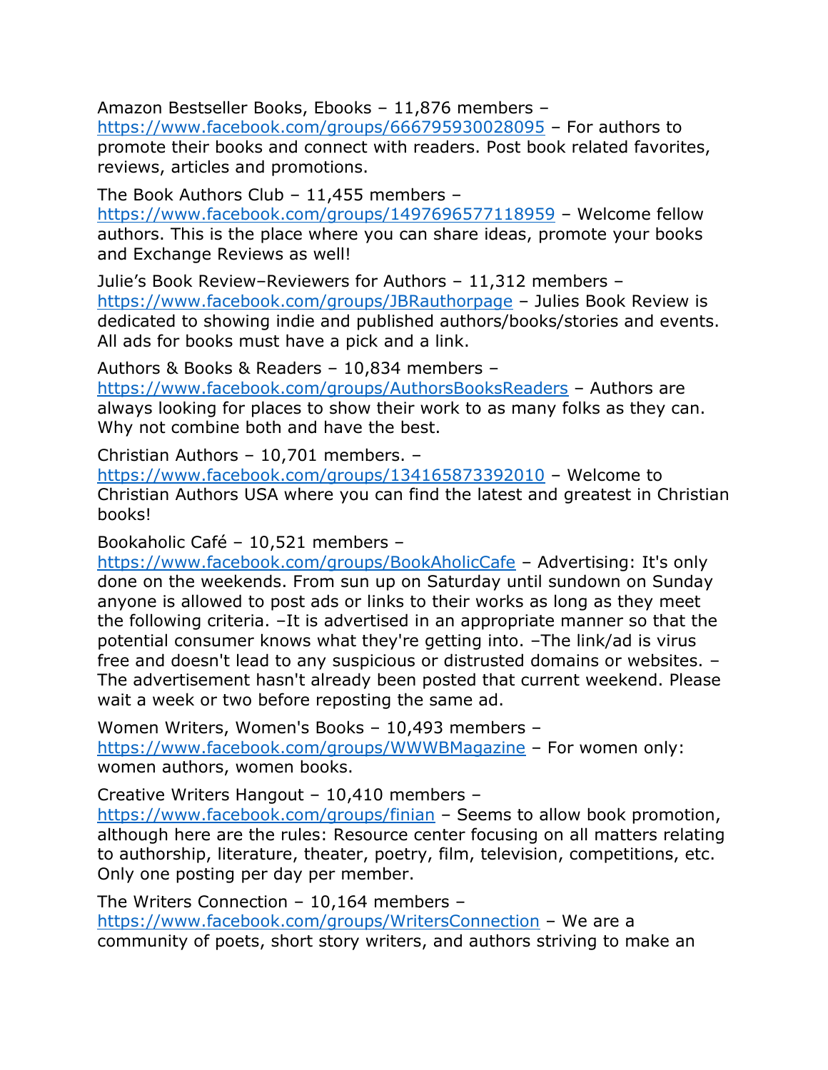Amazon Bestseller Books, Ebooks – 11,876 members – https://www.facebook.com/groups/666795930028095 – For authors to promote their books and connect with readers. Post book related favorites, reviews, articles and promotions.

The Book Authors Club – 11,455 members – https://www.facebook.com/groups/1497696577118959 – Welcome fellow authors. This is the place where you can share ideas, promote your books and Exchange Reviews as well!

Julie's Book Review–Reviewers for Authors – 11,312 members – https://www.facebook.com/groups/JBRauthorpage – Julies Book Review is dedicated to showing indie and published authors/books/stories and events. All ads for books must have a pick and a link.

Authors & Books & Readers – 10,834 members – https://www.facebook.com/groups/AuthorsBooksReaders – Authors are always looking for places to show their work to as many folks as they can. Why not combine both and have the best.

Christian Authors – 10,701 members. – https://www.facebook.com/groups/134165873392010 – Welcome to Christian Authors USA where you can find the latest and greatest in Christian books!

Bookaholic Café – 10,521 members – https://www.facebook.com/groups/BookAholicCafe – Advertising: It's only done on the weekends. From sun up on Saturday until sundown on Sunday anyone is allowed to post ads or links to their works as long as they meet the following criteria. –It is advertised in an appropriate manner so that the potential consumer knows what they're getting into. –The link/ad is virus free and doesn't lead to any suspicious or distrusted domains or websites. –The advertisement hasn't already been posted that current weekend. Please wait a week or two before reposting the same ad.

Women Writers, Women's Books – 10,493 members – https://www.facebook.com/groups/WWWBMagazine – For women only: women authors, women books.

Creative Writers Hangout – 10,410 members – https://www.facebook.com/groups/finian – Seems to allow book promotion, although here are the rules: Resource center focusing on all matters relating to authorship, literature, theater, poetry, film, television, competitions, etc. Only one posting per day per member.

The Writers Connection – 10,164 members – https://www.facebook.com/groups/WritersConnection – We are a community of poets, short story writers, and authors striving to make an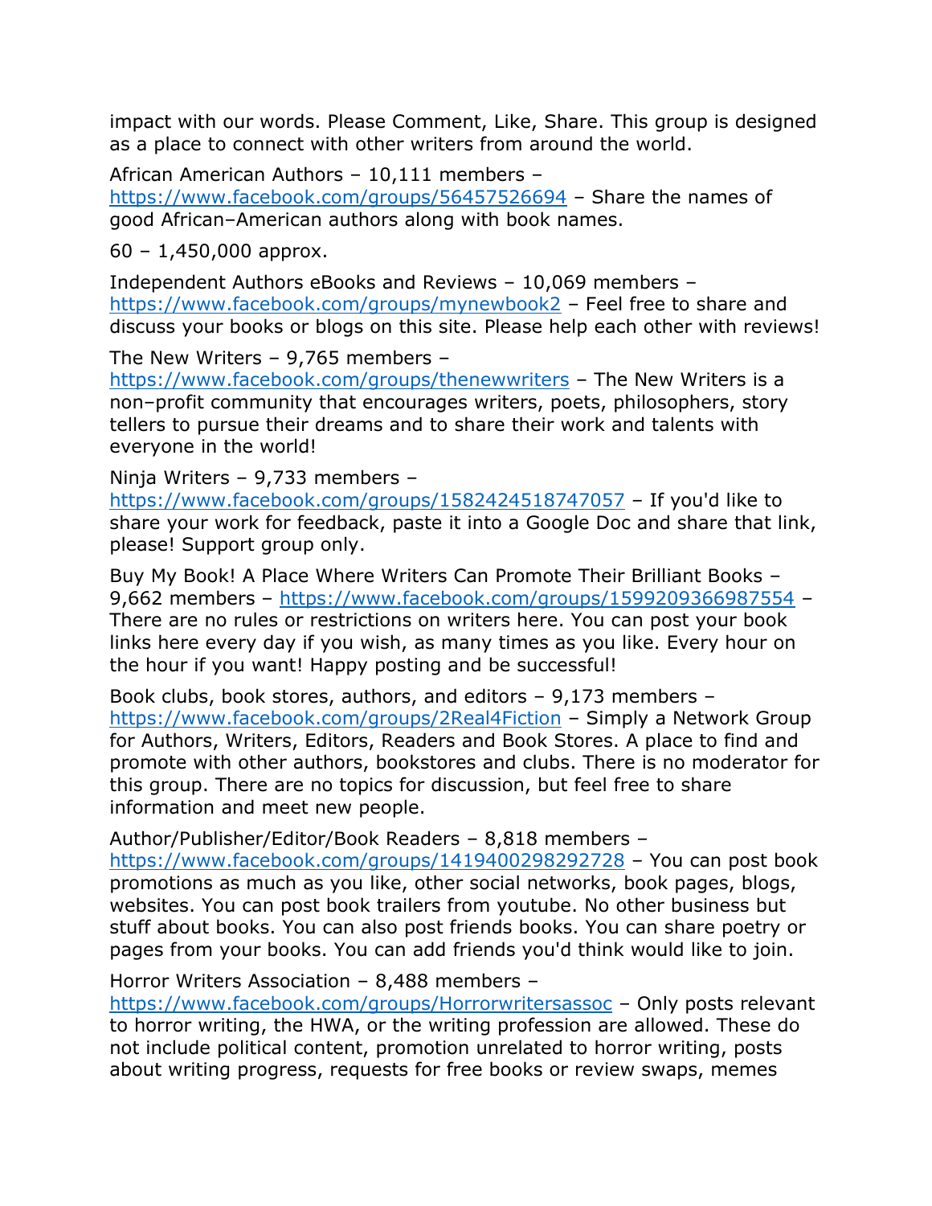impact with our words. Please Comment, Like, Share. This group is designed as a place to connect with other writers from around the world.

African American Authors – 10,111 members – https://www.facebook.com/groups/56457526694 – Share the names of good African–American authors along with book names.

60 – 1,450,000 approx.

Independent Authors eBooks and Reviews – 10,069 members – https://www.facebook.com/groups/mynewbook2 – Feel free to share and discuss your books or blogs on this site. Please help each other with reviews!

The New Writers – 9,765 members – https://www.facebook.com/groups/thenewwriters – The New Writers is a non–profit community that encourages writers, poets, philosophers, story tellers to pursue their dreams and to share their work and talents with everyone in the world!

Ninja Writers – 9,733 members – https://www.facebook.com/groups/1582424518747057 – If you'd like to share your work for feedback, paste it into a Google Doc and share that link, please! Support group only.

Buy My Book! A Place Where Writers Can Promote Their Brilliant Books – 9,662 members – https://www.facebook.com/groups/1599209366987554 – There are no rules or restrictions on writers here. You can post your book links here every day if you wish, as many times as you like. Every hour on the hour if you want! Happy posting and be successful!

Book clubs, book stores, authors, and editors – 9,173 members – https://www.facebook.com/groups/2Real4Fiction – Simply a Network Group for Authors, Writers, Editors, Readers and Book Stores. A place to find and promote with other authors, bookstores and clubs. There is no moderator for this group. There are no topics for discussion, but feel free to share information and meet new people.

Author/Publisher/Editor/Book Readers – 8,818 members – https://www.facebook.com/groups/1419400298292728 – You can post book promotions as much as you like, other social networks, book pages, blogs, websites. You can post book trailers from youtube. No other business but stuff about books. You can also post friends books. You can share poetry or pages from your books. You can add friends you'd think would like to join.

Horror Writers Association – 8,488 members – https://www.facebook.com/groups/Horrorwritersassoc – Only posts relevant to horror writing, the HWA, or the writing profession are allowed. These do not include political content, promotion unrelated to horror writing, posts about writing progress, requests for free books or review swaps, memes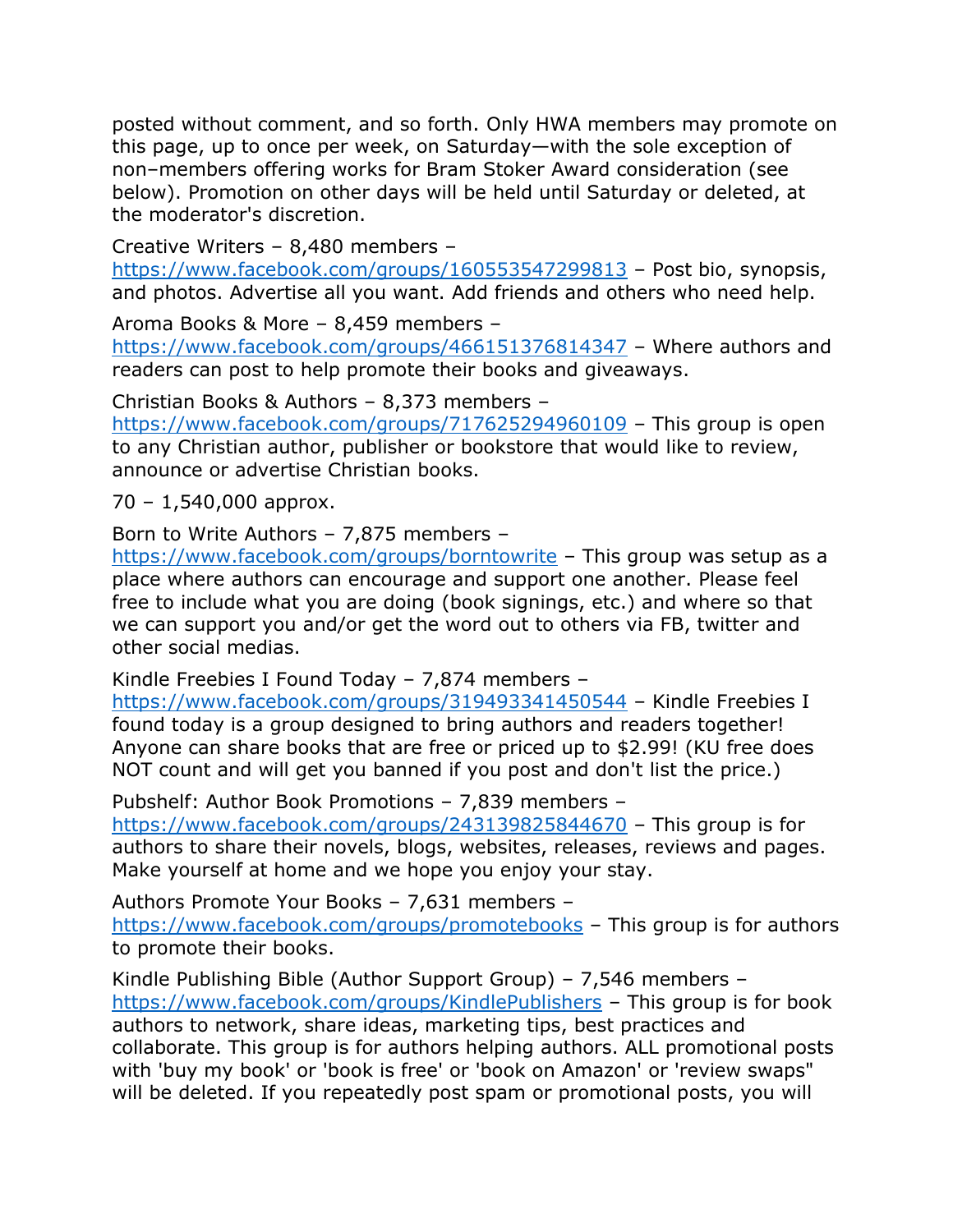posted without comment, and so forth. Only HWA members may promote on this page, up to once per week, on Saturday—with the sole exception of non–members offering works for Bram Stoker Award consideration (see below). Promotion on other days will be held until Saturday or deleted, at the moderator's discretion.

Creative Writers – 8,480 members – https://www.facebook.com/groups/160553547299813 – Post bio, synopsis, and photos. Advertise all you want. Add friends and others who need help.

Aroma Books & More – 8,459 members – https://www.facebook.com/groups/466151376814347 – Where authors and readers can post to help promote their books and giveaways.

Christian Books & Authors – 8,373 members – https://www.facebook.com/groups/717625294960109 – This group is open to any Christian author, publisher or bookstore that would like to review, announce or advertise Christian books.

70 – 1,540,000 approx.

Born to Write Authors – 7,875 members – https://www.facebook.com/groups/borntowrite – This group was setup as a place where authors can encourage and support one another. Please feel free to include what you are doing (book signings, etc.) and where so that we can support you and/or get the word out to others via FB, twitter and other social medias.

Kindle Freebies I Found Today – 7,874 members – https://www.facebook.com/groups/319493341450544 – Kindle Freebies I found today is a group designed to bring authors and readers together! Anyone can share books that are free or priced up to $2.99! (KU free does NOT count and will get you banned if you post and don't list the price.)

Pubshelf: Author Book Promotions – 7,839 members – https://www.facebook.com/groups/243139825844670 – This group is for authors to share their novels, blogs, websites, releases, reviews and pages. Make yourself at home and we hope you enjoy your stay.

Authors Promote Your Books – 7,631 members – https://www.facebook.com/groups/promotebooks – This group is for authors to promote their books.

Kindle Publishing Bible (Author Support Group) – 7,546 members – https://www.facebook.com/groups/KindlePublishers – This group is for book authors to network, share ideas, marketing tips, best practices and collaborate. This group is for authors helping authors. ALL promotional posts with 'buy my book' or 'book is free' or 'book on Amazon' or 'review swaps" will be deleted. If you repeatedly post spam or promotional posts, you will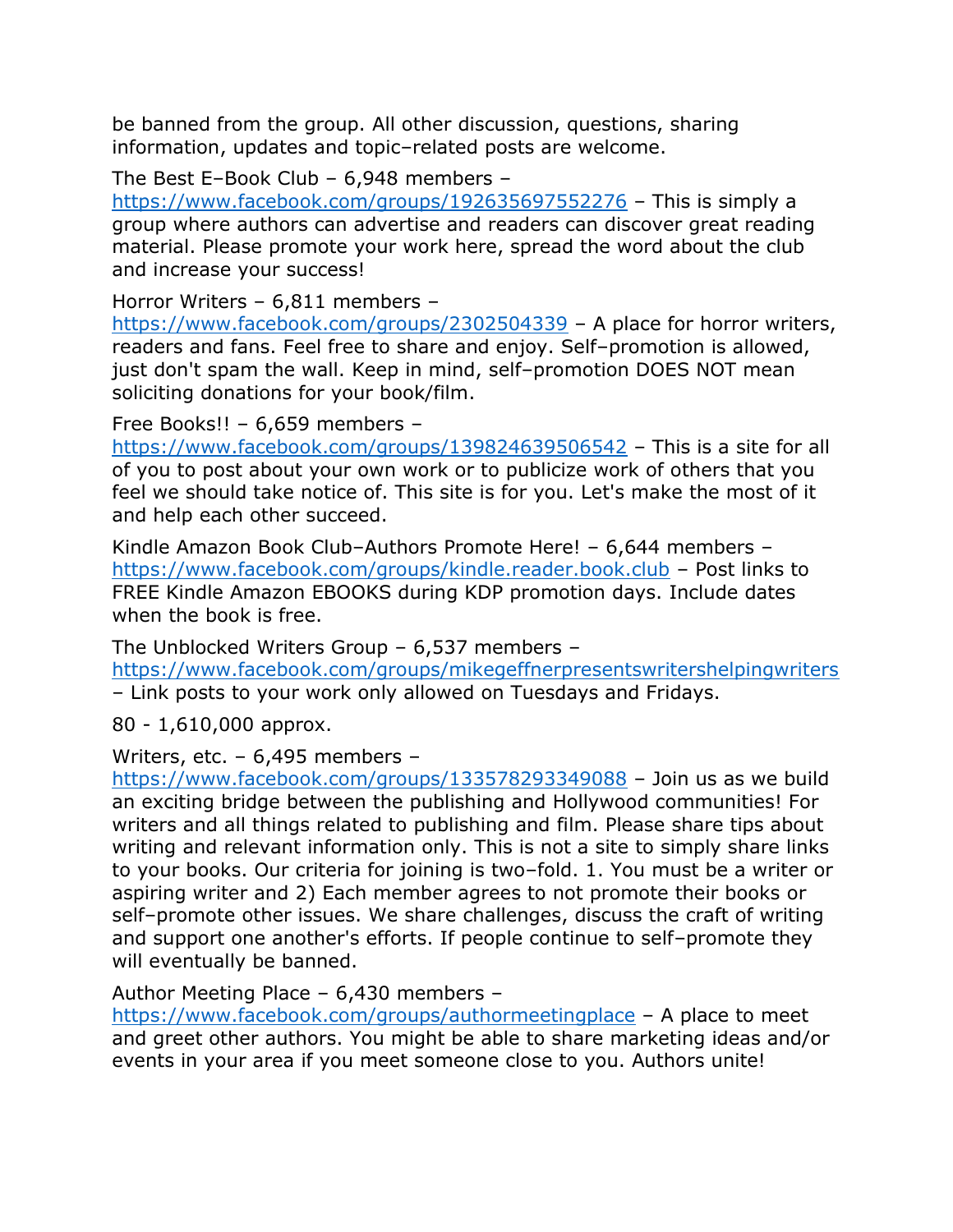be banned from the group. All other discussion, questions, sharing information, updates and topic–related posts are welcome.

The Best E–Book Club – 6,948 members – https://www.facebook.com/groups/192635697552276 – This is simply a group where authors can advertise and readers can discover great reading material. Please promote your work here, spread the word about the club and increase your success!

Horror Writers – 6,811 members – https://www.facebook.com/groups/2302504339 – A place for horror writers, readers and fans. Feel free to share and enjoy. Self–promotion is allowed, just don't spam the wall. Keep in mind, self–promotion DOES NOT mean soliciting donations for your book/film.

Free Books!! – 6,659 members – https://www.facebook.com/groups/139824639506542 – This is a site for all of you to post about your own work or to publicize work of others that you feel we should take notice of. This site is for you. Let's make the most of it and help each other succeed.

Kindle Amazon Book Club–Authors Promote Here! – 6,644 members – https://www.facebook.com/groups/kindle.reader.book.club – Post links to FREE Kindle Amazon EBOOKS during KDP promotion days. Include dates when the book is free.

The Unblocked Writers Group – 6,537 members – https://www.facebook.com/groups/mikegeffnerpresentswritershelpingwriters – Link posts to your work only allowed on Tuesdays and Fridays.

80 - 1,610,000 approx.

Writers, etc. – 6,495 members – https://www.facebook.com/groups/133578293349088 – Join us as we build an exciting bridge between the publishing and Hollywood communities! For writers and all things related to publishing and film. Please share tips about writing and relevant information only. This is not a site to simply share links to your books. Our criteria for joining is two–fold. 1. You must be a writer or aspiring writer and 2) Each member agrees to not promote their books or self–promote other issues. We share challenges, discuss the craft of writing and support one another's efforts. If people continue to self–promote they will eventually be banned.

Author Meeting Place – 6,430 members – https://www.facebook.com/groups/authormeetingplace – A place to meet and greet other authors. You might be able to share marketing ideas and/or events in your area if you meet someone close to you. Authors unite!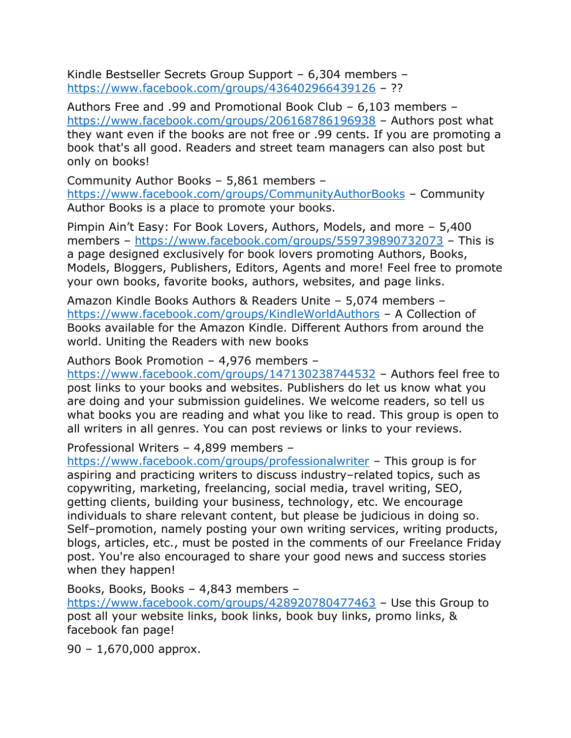Kindle Bestseller Secrets Group Support – 6,304 members – https://www.facebook.com/groups/436402966439126 – ??

Authors Free and .99 and Promotional Book Club – 6,103 members – https://www.facebook.com/groups/206168786196938 – Authors post what they want even if the books are not free or .99 cents. If you are promoting a book that's all good. Readers and street team managers can also post but only on books!

Community Author Books – 5,861 members – https://www.facebook.com/groups/CommunityAuthorBooks – Community Author Books is a place to promote your books.

Pimpin Ain't Easy: For Book Lovers, Authors, Models, and more – 5,400 members – https://www.facebook.com/groups/559739890732073 – This is a page designed exclusively for book lovers promoting Authors, Books, Models, Bloggers, Publishers, Editors, Agents and more! Feel free to promote your own books, favorite books, authors, websites, and page links.

Amazon Kindle Books Authors & Readers Unite – 5,074 members – https://www.facebook.com/groups/KindleWorldAuthors – A Collection of Books available for the Amazon Kindle. Different Authors from around the world. Uniting the Readers with new books

Authors Book Promotion – 4,976 members – https://www.facebook.com/groups/147130238744532 – Authors feel free to post links to your books and websites. Publishers do let us know what you are doing and your submission guidelines. We welcome readers, so tell us what books you are reading and what you like to read. This group is open to all writers in all genres. You can post reviews or links to your reviews.

Professional Writers – 4,899 members – https://www.facebook.com/groups/professionalwriter – This group is for aspiring and practicing writers to discuss industry–related topics, such as copywriting, marketing, freelancing, social media, travel writing, SEO, getting clients, building your business, technology, etc. We encourage individuals to share relevant content, but please be judicious in doing so. Self–promotion, namely posting your own writing services, writing products, blogs, articles, etc., must be posted in the comments of our Freelance Friday post. You're also encouraged to share your good news and success stories when they happen!

Books, Books, Books – 4,843 members – https://www.facebook.com/groups/428920780477463 – Use this Group to post all your website links, book links, book buy links, promo links, & facebook fan page!

90 – 1,670,000 approx.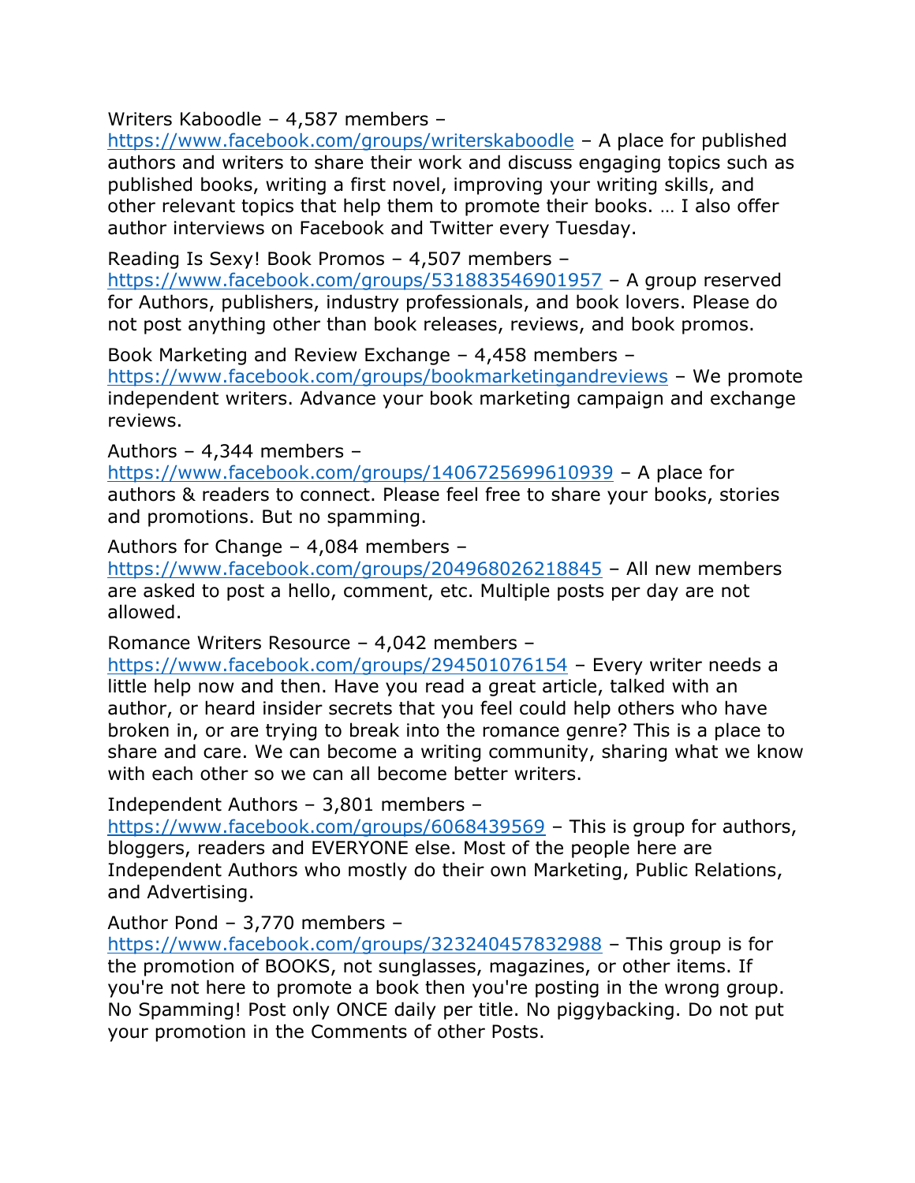Writers Kaboodle – 4,587 members – https://www.facebook.com/groups/writerskaboodle – A place for published authors and writers to share their work and discuss engaging topics such as published books, writing a first novel, improving your writing skills, and other relevant topics that help them to promote their books. … I also offer author interviews on Facebook and Twitter every Tuesday.

Reading Is Sexy! Book Promos – 4,507 members – https://www.facebook.com/groups/531883546901957 – A group reserved for Authors, publishers, industry professionals, and book lovers. Please do not post anything other than book releases, reviews, and book promos.

Book Marketing and Review Exchange – 4,458 members – https://www.facebook.com/groups/bookmarketingandreviews – We promote independent writers. Advance your book marketing campaign and exchange reviews.

Authors – 4,344 members – https://www.facebook.com/groups/1406725699610939 – A place for authors & readers to connect. Please feel free to share your books, stories and promotions. But no spamming.

Authors for Change – 4,084 members – https://www.facebook.com/groups/204968026218845 – All new members are asked to post a hello, comment, etc. Multiple posts per day are not allowed.

Romance Writers Resource – 4,042 members – https://www.facebook.com/groups/294501076154 – Every writer needs a little help now and then. Have you read a great article, talked with an author, or heard insider secrets that you feel could help others who have broken in, or are trying to break into the romance genre? This is a place to share and care. We can become a writing community, sharing what we know with each other so we can all become better writers.

Independent Authors – 3,801 members – https://www.facebook.com/groups/6068439569 – This is group for authors, bloggers, readers and EVERYONE else. Most of the people here are Independent Authors who mostly do their own Marketing, Public Relations, and Advertising.

Author Pond – 3,770 members – https://www.facebook.com/groups/323240457832988 – This group is for the promotion of BOOKS, not sunglasses, magazines, or other items. If you're not here to promote a book then you're posting in the wrong group. No Spamming! Post only ONCE daily per title. No piggybacking. Do not put your promotion in the Comments of other Posts.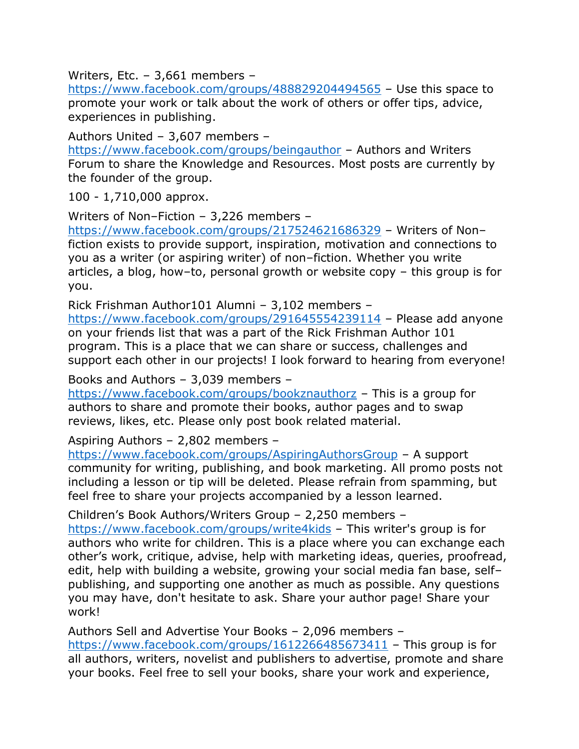Writers, Etc. – 3,661 members – https://www.facebook.com/groups/488829204494565 – Use this space to promote your work or talk about the work of others or offer tips, advice, experiences in publishing.

Authors United – 3,607 members – https://www.facebook.com/groups/beingauthor – Authors and Writers Forum to share the Knowledge and Resources. Most posts are currently by the founder of the group.

100 - 1,710,000 approx.

Writers of Non–Fiction – 3,226 members – https://www.facebook.com/groups/217524621686329 – Writers of Non–fiction exists to provide support, inspiration, motivation and connections to you as a writer (or aspiring writer) of non–fiction. Whether you write articles, a blog, how–to, personal growth or website copy – this group is for you.

Rick Frishman Author101 Alumni – 3,102 members – https://www.facebook.com/groups/291645554239114 – Please add anyone on your friends list that was a part of the Rick Frishman Author 101 program. This is a place that we can share or success, challenges and support each other in our projects! I look forward to hearing from everyone!

Books and Authors – 3,039 members – https://www.facebook.com/groups/bookznauthorz – This is a group for authors to share and promote their books, author pages and to swap reviews, likes, etc. Please only post book related material.

Aspiring Authors – 2,802 members – https://www.facebook.com/groups/AspiringAuthorsGroup – A support community for writing, publishing, and book marketing. All promo posts not including a lesson or tip will be deleted. Please refrain from spamming, but feel free to share your projects accompanied by a lesson learned.

Children's Book Authors/Writers Group – 2,250 members – https://www.facebook.com/groups/write4kids – This writer's group is for authors who write for children. This is a place where you can exchange each other's work, critique, advise, help with marketing ideas, queries, proofread, edit, help with building a website, growing your social media fan base, self–publishing, and supporting one another as much as possible. Any questions you may have, don't hesitate to ask. Share your author page! Share your work!

Authors Sell and Advertise Your Books – 2,096 members – https://www.facebook.com/groups/1612266485673411 – This group is for all authors, writers, novelist and publishers to advertise, promote and share your books. Feel free to sell your books, share your work and experience,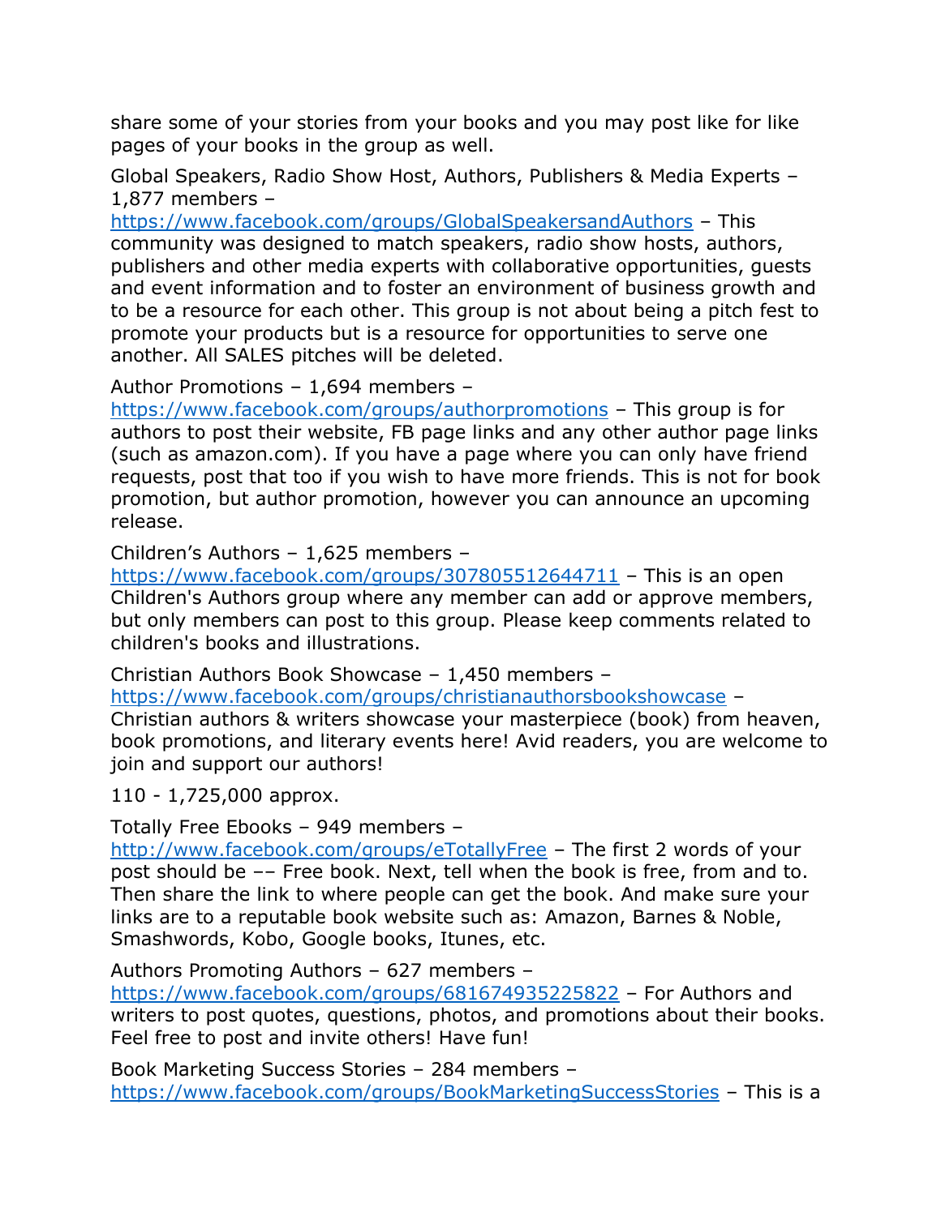share some of your stories from your books and you may post like for like pages of your books in the group as well.

Global Speakers, Radio Show Host, Authors, Publishers & Media Experts – 1,877 members – https://www.facebook.com/groups/GlobalSpeakersandAuthors – This community was designed to match speakers, radio show hosts, authors, publishers and other media experts with collaborative opportunities, guests and event information and to foster an environment of business growth and to be a resource for each other. This group is not about being a pitch fest to promote your products but is a resource for opportunities to serve one another. All SALES pitches will be deleted.

Author Promotions – 1,694 members – https://www.facebook.com/groups/authorpromotions – This group is for authors to post their website, FB page links and any other author page links (such as amazon.com). If you have a page where you can only have friend requests, post that too if you wish to have more friends. This is not for book promotion, but author promotion, however you can announce an upcoming release.

Children's Authors – 1,625 members – https://www.facebook.com/groups/307805512644711 – This is an open Children's Authors group where any member can add or approve members, but only members can post to this group. Please keep comments related to children's books and illustrations.

Christian Authors Book Showcase – 1,450 members – https://www.facebook.com/groups/christianauthorsbookshowcase – Christian authors & writers showcase your masterpiece (book) from heaven, book promotions, and literary events here! Avid readers, you are welcome to join and support our authors!

110 - 1,725,000 approx.

Totally Free Ebooks – 949 members – http://www.facebook.com/groups/eTotallyFree – The first 2 words of your post should be –– Free book. Next, tell when the book is free, from and to. Then share the link to where people can get the book. And make sure your links are to a reputable book website such as: Amazon, Barnes & Noble, Smashwords, Kobo, Google books, Itunes, etc.

Authors Promoting Authors – 627 members – https://www.facebook.com/groups/681674935225822 – For Authors and writers to post quotes, questions, photos, and promotions about their books. Feel free to post and invite others! Have fun!

Book Marketing Success Stories – 284 members – https://www.facebook.com/groups/BookMarketingSuccessStories – This is a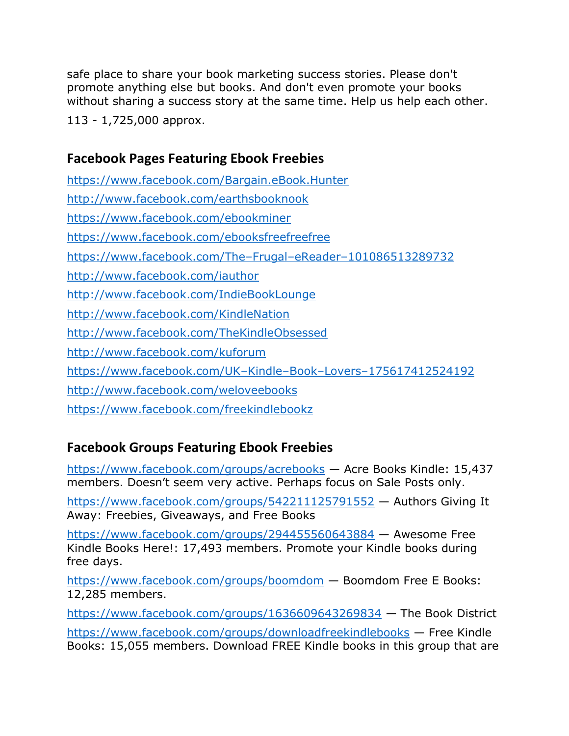safe place to share your book marketing success stories. Please don't promote anything else but books. And don't even promote your books without sharing a success story at the same time. Help us help each other.

113 - 1,725,000 approx.

## Facebook Pages Featuring Ebook Freebies

https://www.facebook.com/Bargain.eBook.Hunter

http://www.facebook.com/earthsbooknook

https://www.facebook.com/ebookminer

https://www.facebook.com/ebooksfreefreefree

https://www.facebook.com/The-Frugal-eReader-101086513289732

http://www.facebook.com/iauthor

http://www.facebook.com/IndieBookLounge

http://www.facebook.com/KindleNation

http://www.facebook.com/TheKindleObsessed

http://www.facebook.com/kuforum

https://www.facebook.com/UK-Kindle-Book-Lovers-175617412524192

http://www.facebook.com/weloveebooks

https://www.facebook.com/freekindlebookz

## Facebook Groups Featuring Ebook Freebies

https://www.facebook.com/groups/acrebooks — Acre Books Kindle: 15,437 members. Doesn't seem very active. Perhaps focus on Sale Posts only.

https://www.facebook.com/groups/542211125791552 — Authors Giving It Away: Freebies, Giveaways, and Free Books

https://www.facebook.com/groups/294455560643884 — Awesome Free Kindle Books Here!: 17,493 members. Promote your Kindle books during free days.

https://www.facebook.com/groups/boomdom — Boomdom Free E Books: 12,285 members.

https://www.facebook.com/groups/1636609643269834 — The Book District

https://www.facebook.com/groups/downloadfreekindlebooks — Free Kindle Books: 15,055 members. Download FREE Kindle books in this group that are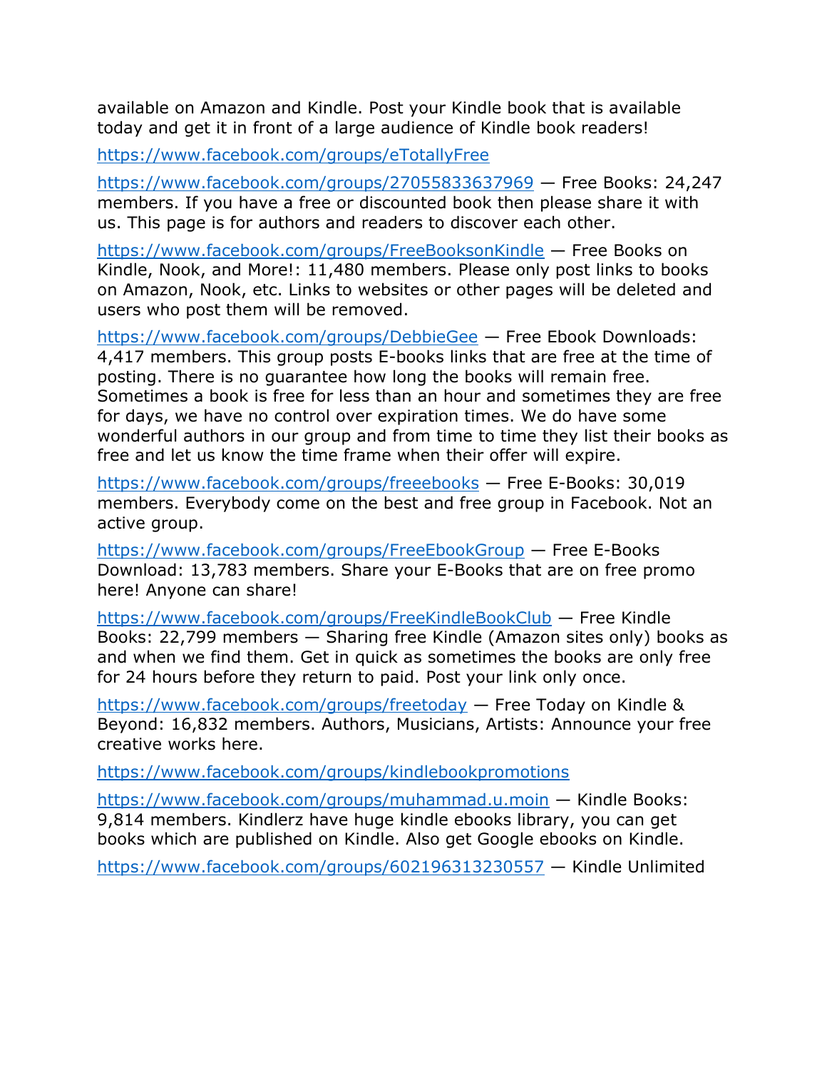available on Amazon and Kindle. Post your Kindle book that is available today and get it in front of a large audience of Kindle book readers!

https://www.facebook.com/groups/eTotallyFree

https://www.facebook.com/groups/27055833637969 — Free Books: 24,247 members. If you have a free or discounted book then please share it with us. This page is for authors and readers to discover each other.

https://www.facebook.com/groups/FreeBooksonKindle — Free Books on Kindle, Nook, and More!: 11,480 members. Please only post links to books on Amazon, Nook, etc. Links to websites or other pages will be deleted and users who post them will be removed.

https://www.facebook.com/groups/DebbieGee — Free Ebook Downloads: 4,417 members. This group posts E-books links that are free at the time of posting. There is no guarantee how long the books will remain free. Sometimes a book is free for less than an hour and sometimes they are free for days, we have no control over expiration times. We do have some wonderful authors in our group and from time to time they list their books as free and let us know the time frame when their offer will expire.

https://www.facebook.com/groups/freeebooks — Free E-Books: 30,019 members. Everybody come on the best and free group in Facebook. Not an active group.

https://www.facebook.com/groups/FreeEbookGroup — Free E-Books Download: 13,783 members. Share your E-Books that are on free promo here! Anyone can share!

https://www.facebook.com/groups/FreeKindleBookClub — Free Kindle Books: 22,799 members — Sharing free Kindle (Amazon sites only) books as and when we find them. Get in quick as sometimes the books are only free for 24 hours before they return to paid. Post your link only once.

https://www.facebook.com/groups/freetoday — Free Today on Kindle & Beyond: 16,832 members. Authors, Musicians, Artists: Announce your free creative works here.

https://www.facebook.com/groups/kindlebookpromotions

https://www.facebook.com/groups/muhammad.u.moin — Kindle Books: 9,814 members. Kindlerz have huge kindle ebooks library, you can get books which are published on Kindle. Also get Google ebooks on Kindle.

https://www.facebook.com/groups/602196313230557 — Kindle Unlimited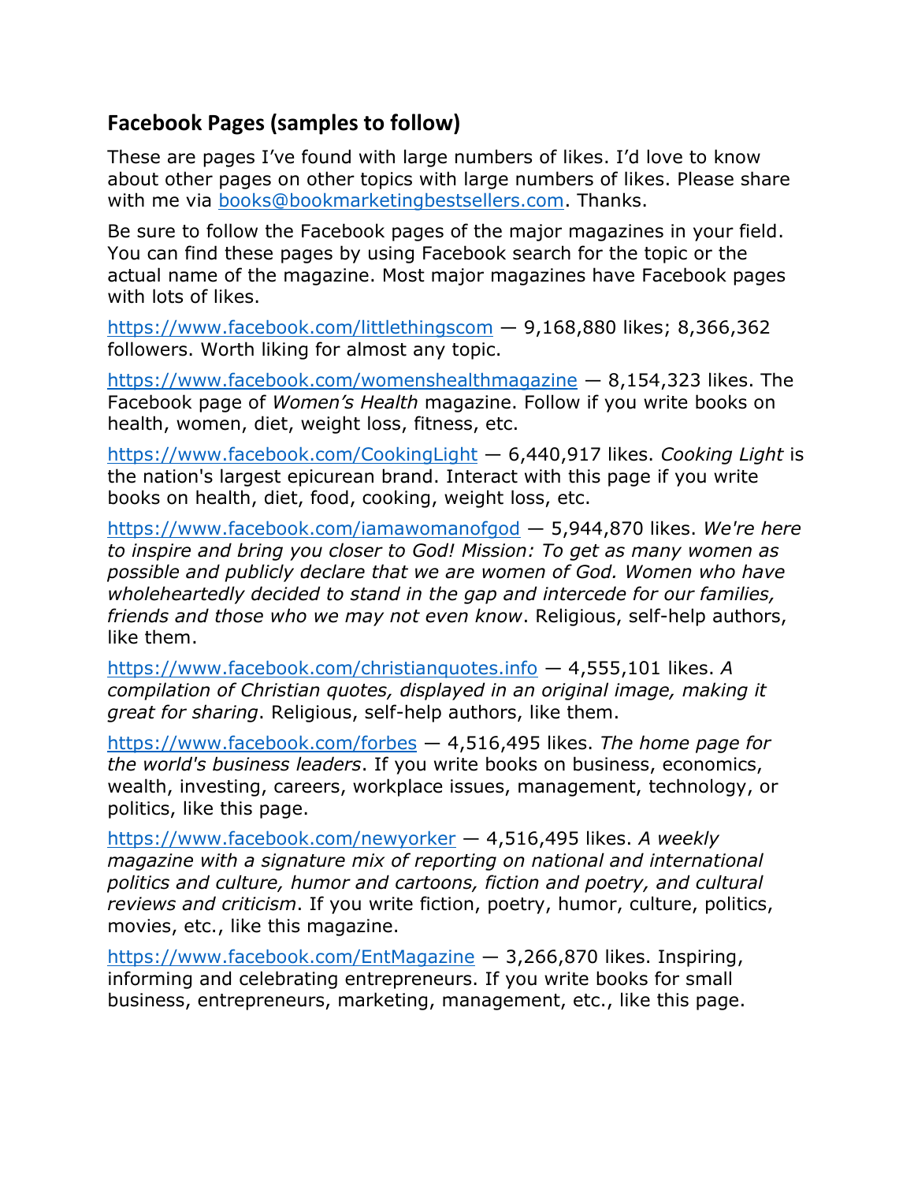## Facebook Pages (samples to follow)

These are pages I've found with large numbers of likes. I'd love to know about other pages on other topics with large numbers of likes. Please share with me via [books@bookmarketingbestsellers.com](mailto:books@bookmarketingbestsellers.com). Thanks.

Be sure to follow the Facebook pages of the major magazines in your field. You can find these pages by using Facebook search for the topic or the actual name of the magazine. Most major magazines have Facebook pages with lots of likes.

[https://www.facebook.com/littlethingscom](https://www.facebook.com/littlethingscom) — 9,168,880 likes; 8,366,362 followers. Worth liking for almost any topic.

[https://www.facebook.com/womenshealthmagazine](https://www.facebook.com/womenshealthmagazine) — 8,154,323 likes. The Facebook page of *Women's Health* magazine. Follow if you write books on health, women, diet, weight loss, fitness, etc.

[https://www.facebook.com/CookingLight](https://www.facebook.com/CookingLight) — 6,440,917 likes. *Cooking Light* is the nation's largest epicurean brand. Interact with this page if you write books on health, diet, food, cooking, weight loss, etc.

[https://www.facebook.com/iamawomanofgod](https://www.facebook.com/iamawomanofgod) — 5,944,870 likes. *We're here to inspire and bring you closer to God! Mission: To get as many women as possible and publicly declare that we are women of God. Women who have wholeheartedly decided to stand in the gap and intercede for our families, friends and those who we may not even know*. Religious, self-help authors, like them.

[https://www.facebook.com/christianquotes.info](https://www.facebook.com/christianquotes.info) — 4,555,101 likes. *A compilation of Christian quotes, displayed in an original image, making it great for sharing*. Religious, self-help authors, like them.

[https://www.facebook.com/forbes](https://www.facebook.com/forbes) — 4,516,495 likes. *The home page for the world's business leaders*. If you write books on business, economics, wealth, investing, careers, workplace issues, management, technology, or politics, like this page.

[https://www.facebook.com/newyorker](https://www.facebook.com/newyorker) — 4,516,495 likes. *A weekly magazine with a signature mix of reporting on national and international politics and culture, humor and cartoons, fiction and poetry, and cultural reviews and criticism*. If you write fiction, poetry, humor, culture, politics, movies, etc., like this magazine.

[https://www.facebook.com/EntMagazine](https://www.facebook.com/EntMagazine) — 3,266,870 likes. Inspiring, informing and celebrating entrepreneurs. If you write books for small business, entrepreneurs, marketing, management, etc., like this page.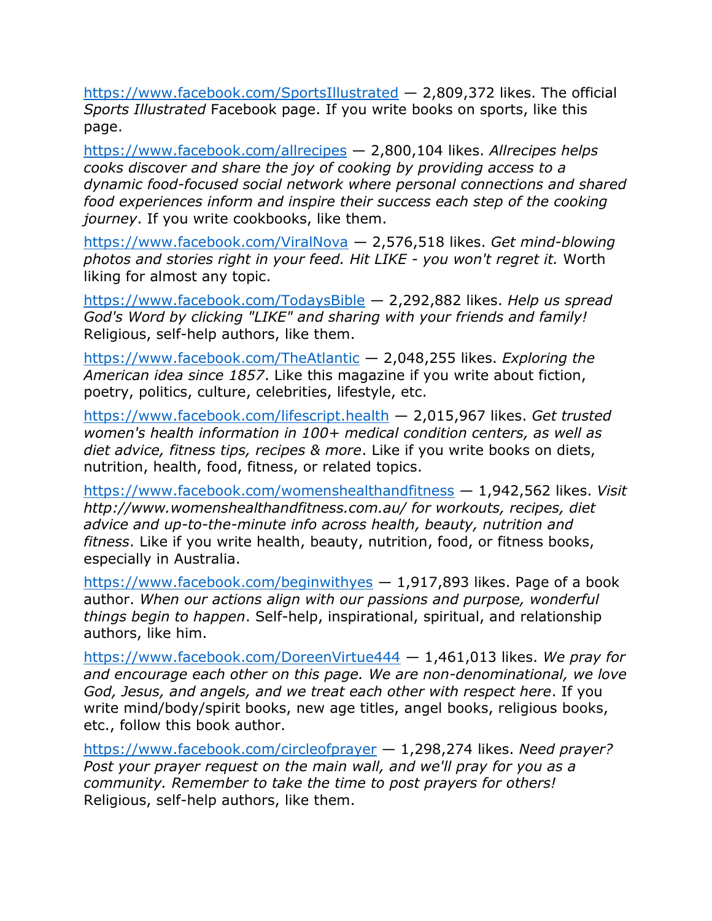[https://www.facebook.com/SportsIllustrated](https://www.facebook.com/SportsIllustrated) — 2,809,372 likes. The official *Sports Illustrated* Facebook page. If you write books on sports, like this page.

[https://www.facebook.com/allrecipes](https://www.facebook.com/allrecipes) — 2,800,104 likes. *Allrecipes helps cooks discover and share the joy of cooking by providing access to a dynamic food-focused social network where personal connections and shared food experiences inform and inspire their success each step of the cooking journey*. If you write cookbooks, like them.

[https://www.facebook.com/ViralNova](https://www.facebook.com/ViralNova) — 2,576,518 likes. *Get mind-blowing photos and stories right in your feed. Hit LIKE - you won't regret it.* Worth liking for almost any topic.

[https://www.facebook.com/TodaysBible](https://www.facebook.com/TodaysBible) — 2,292,882 likes. *Help us spread God's Word by clicking "LIKE" and sharing with your friends and family!* Religious, self-help authors, like them.

[https://www.facebook.com/TheAtlantic](https://www.facebook.com/TheAtlantic) — 2,048,255 likes. *Exploring the American idea since 1857*. Like this magazine if you write about fiction, poetry, politics, culture, celebrities, lifestyle, etc.

[https://www.facebook.com/lifescript.health](https://www.facebook.com/lifescript.health) — 2,015,967 likes. *Get trusted women's health information in 100+ medical condition centers, as well as diet advice, fitness tips, recipes & more*. Like if you write books on diets, nutrition, health, food, fitness, or related topics.

[https://www.facebook.com/womenshealthandfitness](https://www.facebook.com/womenshealthandfitness) — 1,942,562 likes. *Visit http://www.womenshealthandfitness.com.au/ for workouts, recipes, diet advice and up-to-the-minute info across health, beauty, nutrition and fitness*. Like if you write health, beauty, nutrition, food, or fitness books, especially in Australia.

[https://www.facebook.com/beginwithyes](https://www.facebook.com/beginwithyes) — 1,917,893 likes. Page of a book author. *When our actions align with our passions and purpose, wonderful things begin to happen*. Self-help, inspirational, spiritual, and relationship authors, like him.

[https://www.facebook.com/DoreenVirtue444](https://www.facebook.com/DoreenVirtue444) — 1,461,013 likes. *We pray for and encourage each other on this page. We are non-denominational, we love God, Jesus, and angels, and we treat each other with respect here*. If you write mind/body/spirit books, new age titles, angel books, religious books, etc., follow this book author.

[https://www.facebook.com/circleofprayer](https://www.facebook.com/circleofprayer) — 1,298,274 likes. *Need prayer? Post your prayer request on the main wall, and we'll pray for you as a community. Remember to take the time to post prayers for others!* Religious, self-help authors, like them.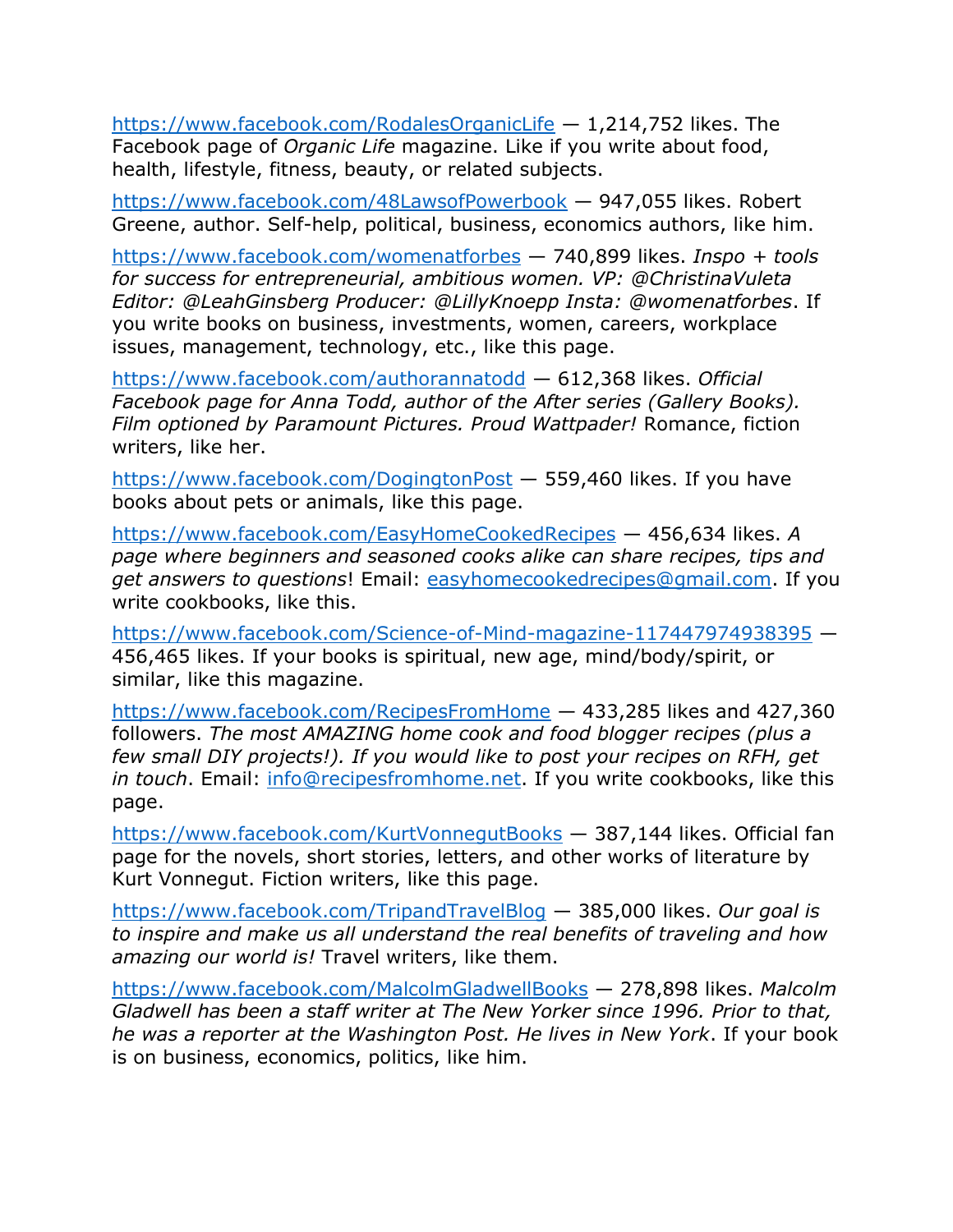https://www.facebook.com/RodalesOrganicLife — 1,214,752 likes. The Facebook page of *Organic Life* magazine. Like if you write about food, health, lifestyle, fitness, beauty, or related subjects.

https://www.facebook.com/48LawsofPowerbook — 947,055 likes. Robert Greene, author. Self-help, political, business, economics authors, like him.

https://www.facebook.com/womenatforbes — 740,899 likes. *Inspo + tools for success for entrepreneurial, ambitious women. VP: @ChristinaVuleta Editor: @LeahGinsberg Producer: @LillyKnoepp Insta: @womenatforbes*. If you write books on business, investments, women, careers, workplace issues, management, technology, etc., like this page.

https://www.facebook.com/authorannatodd — 612,368 likes. *Official Facebook page for Anna Todd, author of the After series (Gallery Books). Film optioned by Paramount Pictures. Proud Wattpader!* Romance, fiction writers, like her.

https://www.facebook.com/DogingtonPost — 559,460 likes. If you have books about pets or animals, like this page.

https://www.facebook.com/EasyHomeCookedRecipes — 456,634 likes. *A page where beginners and seasoned cooks alike can share recipes, tips and get answers to questions*! Email: easyhomecookedrecipes@gmail.com. If you write cookbooks, like this.

https://www.facebook.com/Science-of-Mind-magazine-117447974938395 — 456,465 likes. If your books is spiritual, new age, mind/body/spirit, or similar, like this magazine.

https://www.facebook.com/RecipesFromHome — 433,285 likes and 427,360 followers. *The most AMAZING home cook and food blogger recipes (plus a few small DIY projects!). If you would like to post your recipes on RFH, get in touch*. Email: info@recipesfromhome.net. If you write cookbooks, like this page.

https://www.facebook.com/KurtVonnegutBooks — 387,144 likes. Official fan page for the novels, short stories, letters, and other works of literature by Kurt Vonnegut. Fiction writers, like this page.

https://www.facebook.com/TripandTravelBlog — 385,000 likes. *Our goal is to inspire and make us all understand the real benefits of traveling and how amazing our world is!* Travel writers, like them.

https://www.facebook.com/MalcolmGladwellBooks — 278,898 likes. *Malcolm Gladwell has been a staff writer at The New Yorker since 1996. Prior to that, he was a reporter at the Washington Post. He lives in New York*. If your book is on business, economics, politics, like him.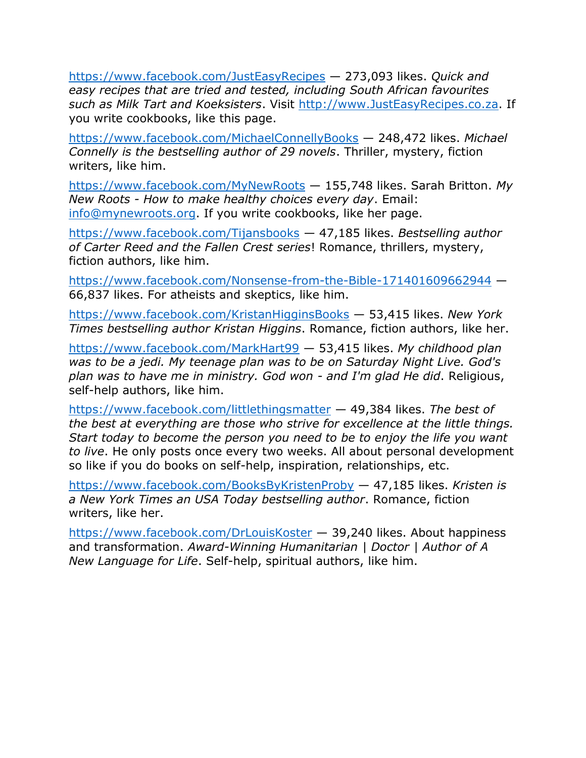https://www.facebook.com/JustEasyRecipes — 273,093 likes. *Quick and easy recipes that are tried and tested, including South African favourites such as Milk Tart and Koeksisters*. Visit http://www.JustEasyRecipes.co.za. If you write cookbooks, like this page.

https://www.facebook.com/MichaelConnellyBooks — 248,472 likes. *Michael Connelly is the bestselling author of 29 novels*. Thriller, mystery, fiction writers, like him.

https://www.facebook.com/MyNewRoots — 155,748 likes. Sarah Britton. *My New Roots - How to make healthy choices every day*. Email: info@mynewroots.org. If you write cookbooks, like her page.

https://www.facebook.com/Tijansbooks — 47,185 likes. *Bestselling author of Carter Reed and the Fallen Crest series*! Romance, thrillers, mystery, fiction authors, like him.

https://www.facebook.com/Nonsense-from-the-Bible-171401609662944 — 66,837 likes. For atheists and skeptics, like him.

https://www.facebook.com/KristanHigginsBooks — 53,415 likes. *New York Times bestselling author Kristan Higgins*. Romance, fiction authors, like her.

https://www.facebook.com/MarkHart99 — 53,415 likes. *My childhood plan was to be a jedi. My teenage plan was to be on Saturday Night Live. God's plan was to have me in ministry. God won - and I'm glad He did*. Religious, self-help authors, like him.

https://www.facebook.com/littlethingsmatter — 49,384 likes. *The best of the best at everything are those who strive for excellence at the little things. Start today to become the person you need to be to enjoy the life you want to live*. He only posts once every two weeks. All about personal development so like if you do books on self-help, inspiration, relationships, etc.

https://www.facebook.com/BooksByKristenProby — 47,185 likes. *Kristen is a New York Times an USA Today bestselling author*. Romance, fiction writers, like her.

https://www.facebook.com/DrLouisKoster — 39,240 likes. About happiness and transformation. *Award-Winning Humanitarian | Doctor | Author of A New Language for Life*. Self-help, spiritual authors, like him.